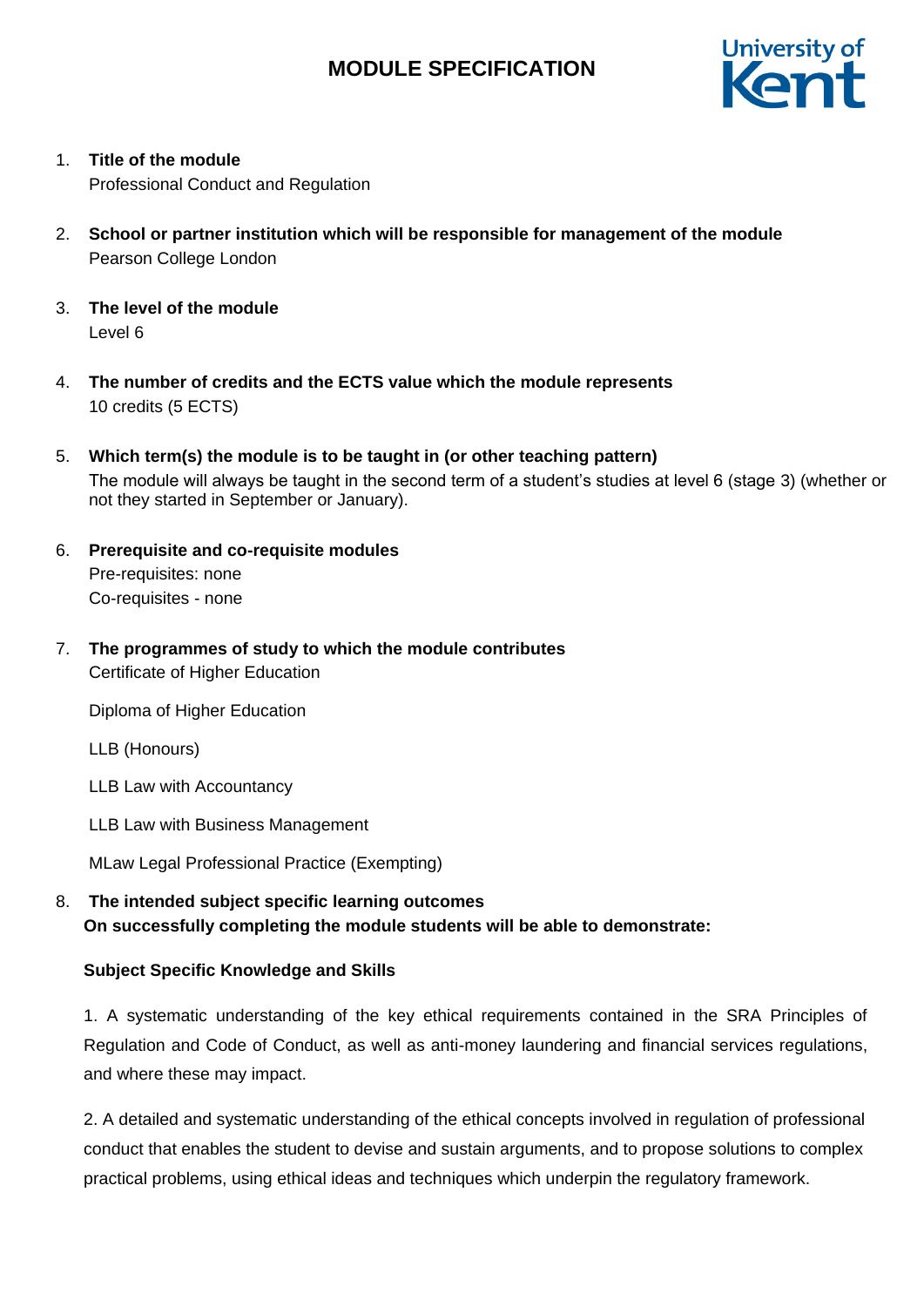# MODULE SPECIFICATION

1. **Title of the module**
   Professional Conduct and Regulation

2. **School or partner institution which will be responsible for management of the module**
   Pearson College London

3. **The level of the module**
   Level 6

4. **The number of credits and the ECTS value which the module represents**
   10 credits (5 ECTS)

5. **Which term(s) the module is to be taught in (or other teaching pattern)**
   The module will always be taught in the second term of a student's studies at level 6 (stage 3) (whether or not they started in September or January).

6. **Prerequisite and co-requisite modules**
   Pre-requisites: none
   Co-requisites - none

7. **The programmes of study to which the module contributes**
   Certificate of Higher Education

   Diploma of Higher Education

   LLB (Honours)

   LLB Law with Accountancy

   LLB Law with Business Management

   MLaw Legal Professional Practice (Exempting)

8. **The intended subject specific learning outcomes**
   **On successfully completing the module students will be able to demonstrate:**

   **Subject Specific Knowledge and Skills**

   1. A systematic understanding of the key ethical requirements contained in the SRA Principles of Regulation and Code of Conduct, as well as anti-money laundering and financial services regulations, and where these may impact.

   2. A detailed and systematic understanding of the ethical concepts involved in regulation of professional conduct that enables the student to devise and sustain arguments, and to propose solutions to complex practical problems, using ethical ideas and techniques which underpin the regulatory framework.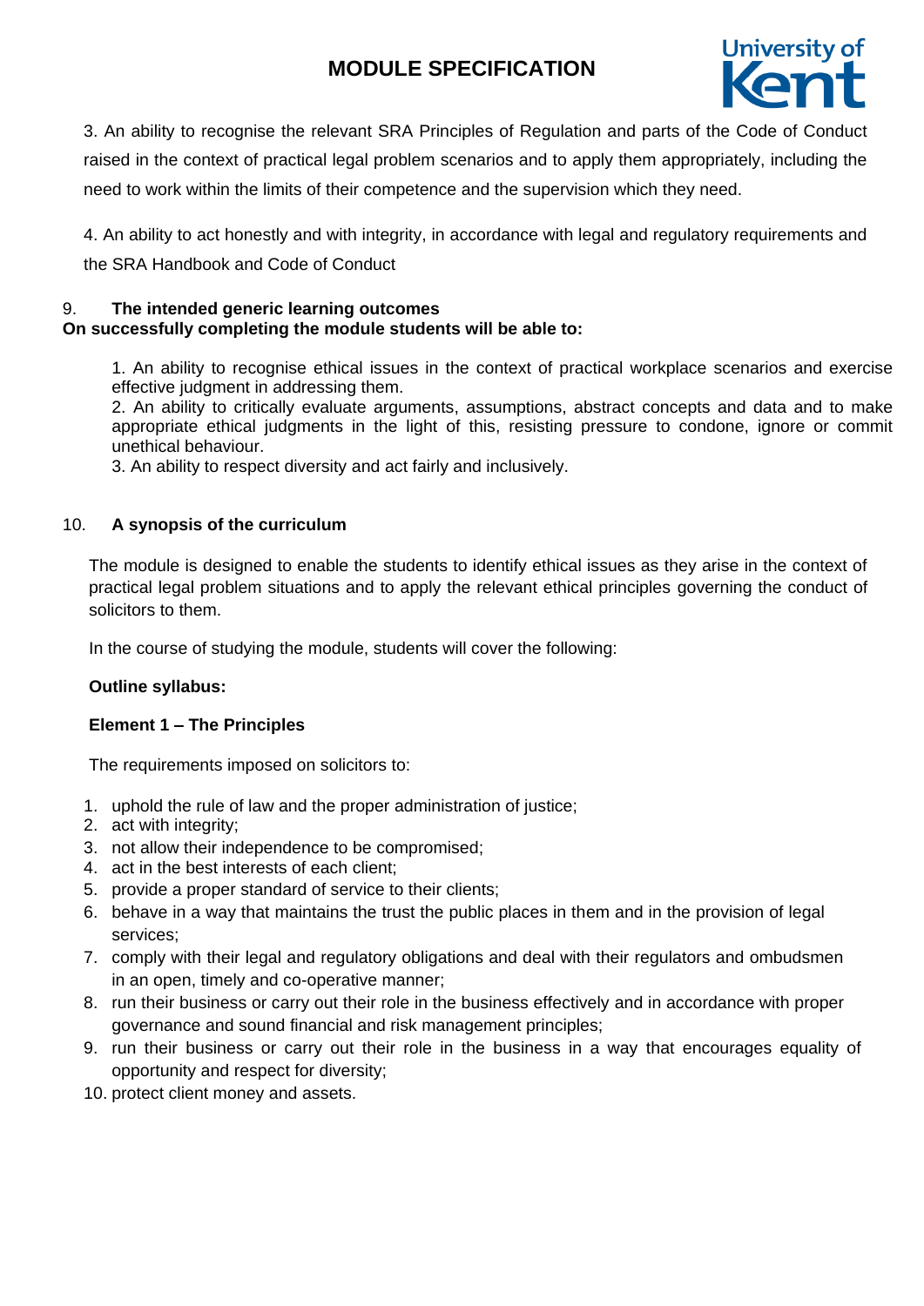3. An ability to recognise the relevant SRA Principles of Regulation and parts of the Code of Conduct raised in the context of practical legal problem scenarios and to apply them appropriately, including the need to work within the limits of their competence and the supervision which they need.

4. An ability to act honestly and with integrity, in accordance with legal and regulatory requirements and the SRA Handbook and Code of Conduct

## 9. The intended generic learning outcomes

**On successfully completing the module students will be able to:**

1. An ability to recognise ethical issues in the context of practical workplace scenarios and exercise effective judgment in addressing them.
2. An ability to critically evaluate arguments, assumptions, abstract concepts and data and to make appropriate ethical judgments in the light of this, resisting pressure to condone, ignore or commit unethical behaviour.
3. An ability to respect diversity and act fairly and inclusively.

## 10. A synopsis of the curriculum

The module is designed to enable the students to identify ethical issues as they arise in the context of practical legal problem situations and to apply the relevant ethical principles governing the conduct of solicitors to them.

In the course of studying the module, students will cover the following:

**Outline syllabus:**

**Element 1 – The Principles**

The requirements imposed on solicitors to:

1. uphold the rule of law and the proper administration of justice;
2. act with integrity;
3. not allow their independence to be compromised;
4. act in the best interests of each client;
5. provide a proper standard of service to their clients;
6. behave in a way that maintains the trust the public places in them and in the provision of legal services;
7. comply with their legal and regulatory obligations and deal with their regulators and ombudsmen in an open, timely and co-operative manner;
8. run their business or carry out their role in the business effectively and in accordance with proper governance and sound financial and risk management principles;
9. run their business or carry out their role in the business in a way that encourages equality of opportunity and respect for diversity;
10. protect client money and assets.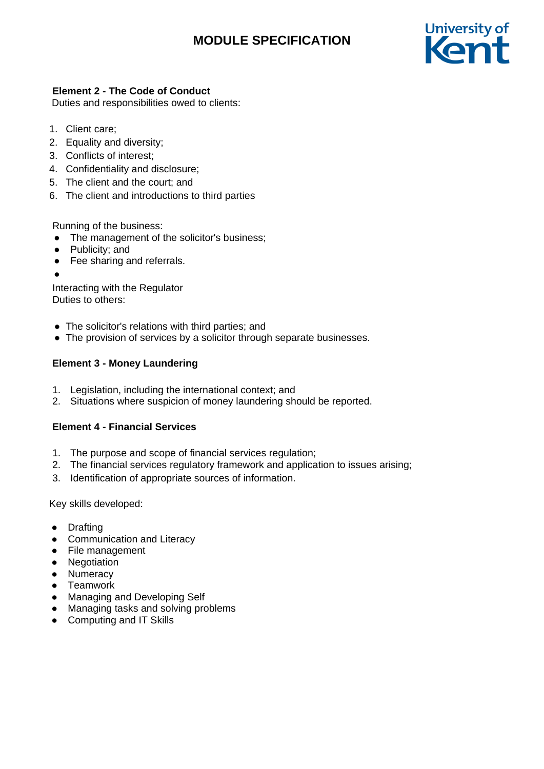**Element 2 - The Code of Conduct**
Duties and responsibilities owed to clients:

1. Client care;
2. Equality and diversity;
3. Conflicts of interest;
4. Confidentiality and disclosure;
5. The client and the court; and
6. The client and introductions to third parties

Running of the business:

- The management of the solicitor's business;
- Publicity; and
- Fee sharing and referrals.
-

Interacting with the Regulator
Duties to others:

- The solicitor's relations with third parties; and
- The provision of services by a solicitor through separate businesses.

**Element 3 - Money Laundering**

1. Legislation, including the international context; and
2. Situations where suspicion of money laundering should be reported.

**Element 4 - Financial Services**

1. The purpose and scope of financial services regulation;
2. The financial services regulatory framework and application to issues arising;
3. Identification of appropriate sources of information.

Key skills developed:

- Drafting
- Communication and Literacy
- File management
- Negotiation
- Numeracy
- Teamwork
- Managing and Developing Self
- Managing tasks and solving problems
- Computing and IT Skills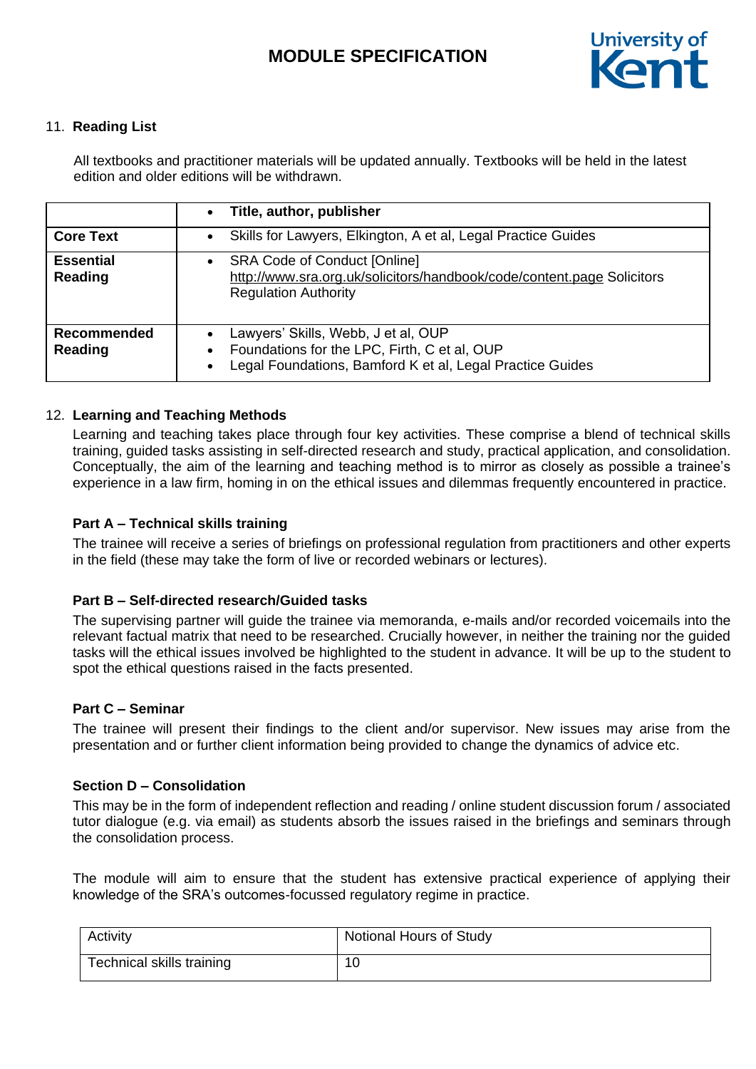11. **Reading List**

All textbooks and practitioner materials will be updated annually. Textbooks will be held in the latest edition and older editions will be withdrawn.

| | • **Title, author, publisher** |
|---|---|
| **Core Text** | • Skills for Lawyers, Elkington, A et al, Legal Practice Guides |
| **Essential Reading** | • SRA Code of Conduct [Online] http://www.sra.org.uk/solicitors/handbook/code/content.page Solicitors Regulation Authority |
| **Recommended Reading** | • Lawyers' Skills, Webb, J et al, OUP<br>• Foundations for the LPC, Firth, C et al, OUP<br>• Legal Foundations, Bamford K et al, Legal Practice Guides |

12. **Learning and Teaching Methods**

Learning and teaching takes place through four key activities. These comprise a blend of technical skills training, guided tasks assisting in self-directed research and study, practical application, and consolidation. Conceptually, the aim of the learning and teaching method is to mirror as closely as possible a trainee's experience in a law firm, homing in on the ethical issues and dilemmas frequently encountered in practice.

**Part A – Technical skills training**

The trainee will receive a series of briefings on professional regulation from practitioners and other experts in the field (these may take the form of live or recorded webinars or lectures).

**Part B – Self-directed research/Guided tasks**

The supervising partner will guide the trainee via memoranda, e-mails and/or recorded voicemails into the relevant factual matrix that need to be researched. Crucially however, in neither the training nor the guided tasks will the ethical issues involved be highlighted to the student in advance. It will be up to the student to spot the ethical questions raised in the facts presented.

**Part C – Seminar**

The trainee will present their findings to the client and/or supervisor. New issues may arise from the presentation and or further client information being provided to change the dynamics of advice etc.

**Section D – Consolidation**

This may be in the form of independent reflection and reading / online student discussion forum / associated tutor dialogue (e.g. via email) as students absorb the issues raised in the briefings and seminars through the consolidation process.

The module will aim to ensure that the student has extensive practical experience of applying their knowledge of the SRA's outcomes-focussed regulatory regime in practice.

| Activity | Notional Hours of Study |
|---|---|
| Technical skills training | 10 |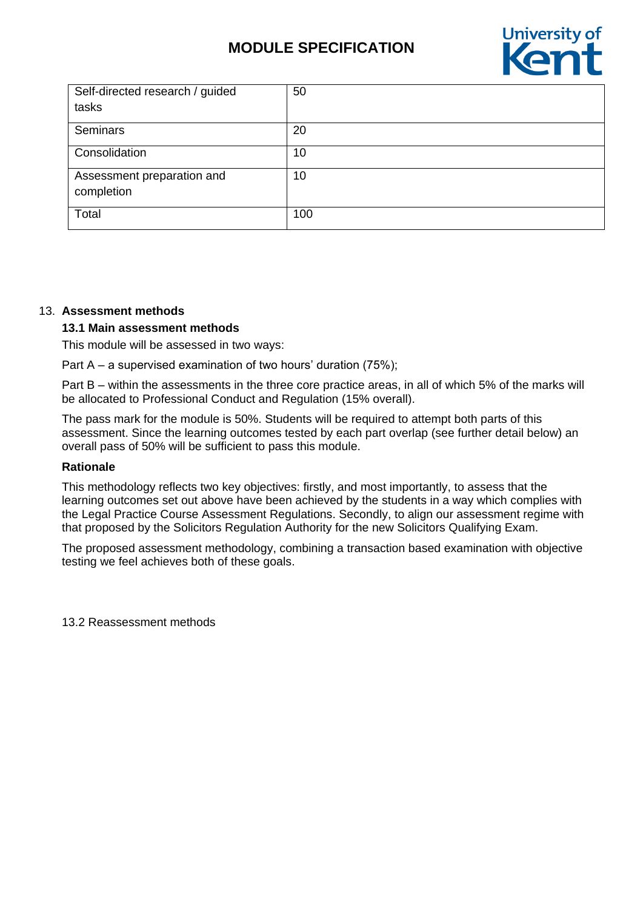| Self-directed research / guided tasks | 50 |
|---|---|
| Seminars | 20 |
| Consolidation | 10 |
| Assessment preparation and completion | 10 |
| Total | 100 |

13. **Assessment methods**

### 13.1 Main assessment methods

This module will be assessed in two ways:

Part A – a supervised examination of two hours' duration (75%);

Part B – within the assessments in the three core practice areas, in all of which 5% of the marks will be allocated to Professional Conduct and Regulation (15% overall).

The pass mark for the module is 50%. Students will be required to attempt both parts of this assessment. Since the learning outcomes tested by each part overlap (see further detail below) an overall pass of 50% will be sufficient to pass this module.

**Rationale**

This methodology reflects two key objectives: firstly, and most importantly, to assess that the learning outcomes set out above have been achieved by the students in a way which complies with the Legal Practice Course Assessment Regulations. Secondly, to align our assessment regime with that proposed by the Solicitors Regulation Authority for the new Solicitors Qualifying Exam.

The proposed assessment methodology, combining a transaction based examination with objective testing we feel achieves both of these goals.

13.2 Reassessment methods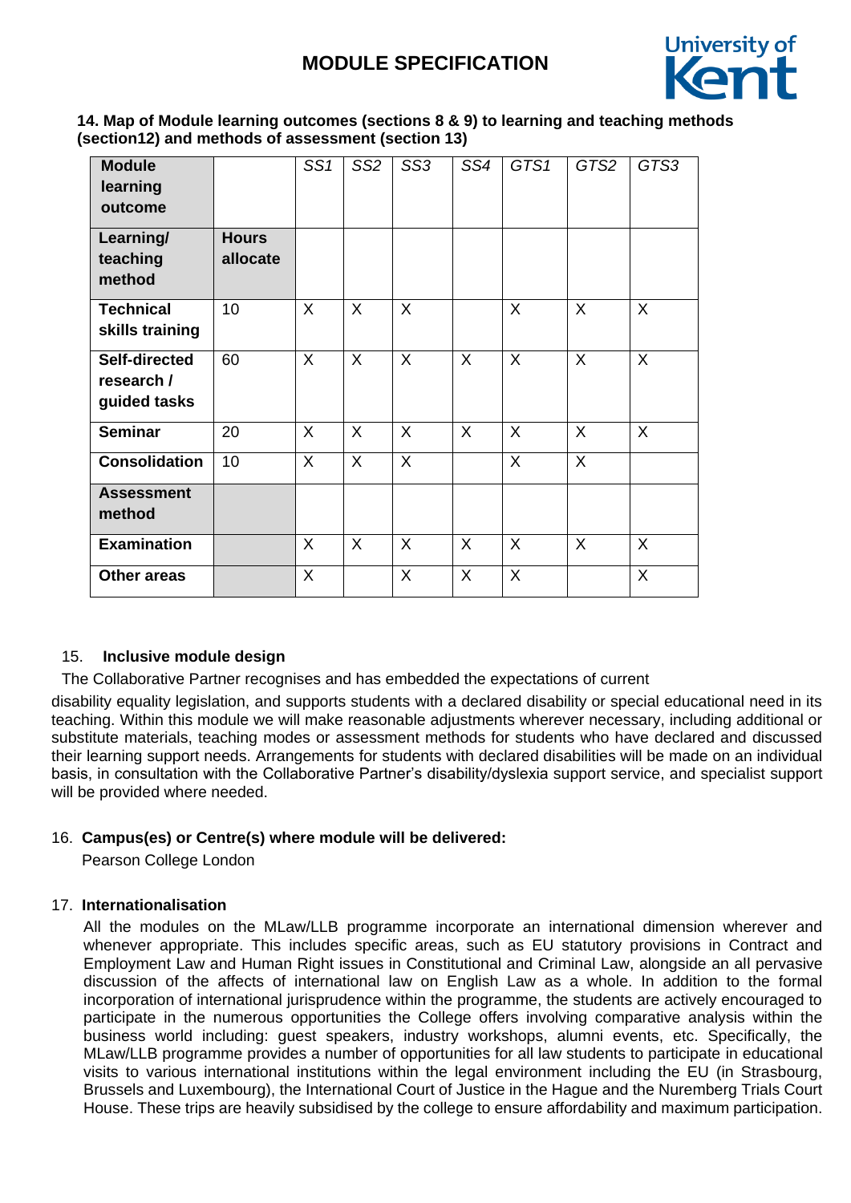**14. Map of Module learning outcomes (sections 8 & 9) to learning and teaching methods (section12) and methods of assessment (section 13)**

| **Module learning outcome** | | *SS1* | *SS2* | *SS3* | *SS4* | *GTS1* | *GTS2* | *GTS3* |
|---|---|---|---|---|---|---|---|---|
| **Learning/ teaching method** | **Hours allocate** | | | | | | | |
| **Technical skills training** | 10 | X | X | X | | X | X | X |
| **Self-directed research / guided tasks** | 60 | X | X | X | X | X | X | X |
| **Seminar** | 20 | X | X | X | X | X | X | X |
| **Consolidation** | 10 | X | X | X | | X | X | |
| **Assessment method** | | | | | | | | |
| **Examination** | | X | X | X | X | X | X | X |
| **Other areas** | | X | | X | X | X | | X |

15. **Inclusive module design**

The Collaborative Partner recognises and has embedded the expectations of current disability equality legislation, and supports students with a declared disability or special educational need in its teaching. Within this module we will make reasonable adjustments wherever necessary, including additional or substitute materials, teaching modes or assessment methods for students who have declared and discussed their learning support needs. Arrangements for students with declared disabilities will be made on an individual basis, in consultation with the Collaborative Partner's disability/dyslexia support service, and specialist support will be provided where needed.

16. **Campus(es) or Centre(s) where module will be delivered:**

Pearson College London

17. **Internationalisation**

All the modules on the MLaw/LLB programme incorporate an international dimension wherever and whenever appropriate. This includes specific areas, such as EU statutory provisions in Contract and Employment Law and Human Right issues in Constitutional and Criminal Law, alongside an all pervasive discussion of the affects of international law on English Law as a whole. In addition to the formal incorporation of international jurisprudence within the programme, the students are actively encouraged to participate in the numerous opportunities the College offers involving comparative analysis within the business world including: guest speakers, industry workshops, alumni events, etc. Specifically, the MLaw/LLB programme provides a number of opportunities for all law students to participate in educational visits to various international institutions within the legal environment including the EU (in Strasbourg, Brussels and Luxembourg), the International Court of Justice in the Hague and the Nuremberg Trials Court House. These trips are heavily subsidised by the college to ensure affordability and maximum participation.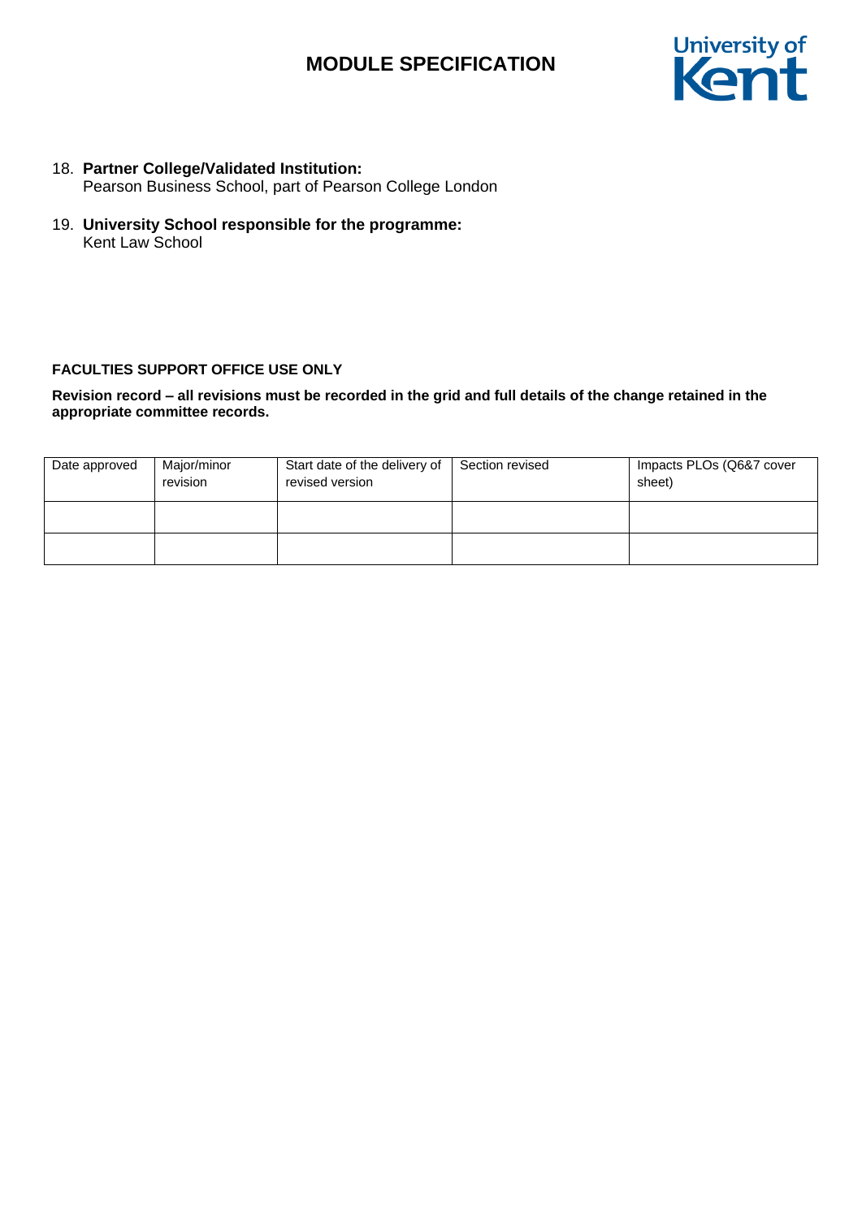18. **Partner College/Validated Institution:**
    Pearson Business School, part of Pearson College London

19. **University School responsible for the programme:**
    Kent Law School

**FACULTIES SUPPORT OFFICE USE ONLY**

**Revision record – all revisions must be recorded in the grid and full details of the change retained in the appropriate committee records.**

| Date approved | Major/minor revision | Start date of the delivery of revised version | Section revised | Impacts PLOs (Q6&7 cover sheet) |
|---|---|---|---|---|
| | | | | |
| | | | | |